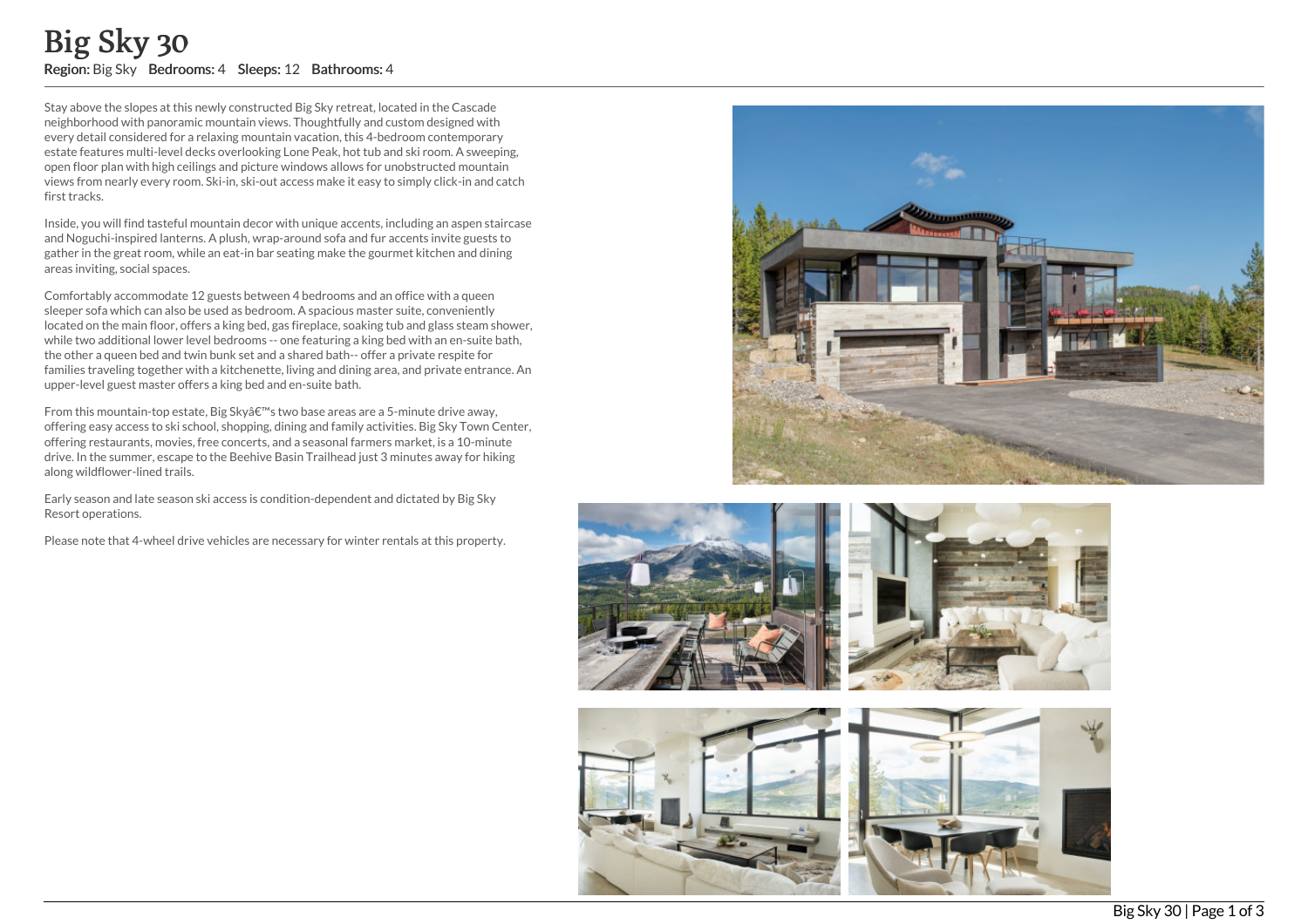# Big Sky 30

**Region:** Big Sky **Bedrooms:** 4 **Sleeps:** 12 **Bathrooms:** 4

Stay above the slopes at this newly constructed Big Sky retreat, located in the Cascade neighborhood with panoramic mountain views. Thoughtfully and custom designed with every detail considered for a relaxing mountain vacation, this 4-bedroom contemporary estate features multi-level decks overlooking Lone Peak, hot tub and ski room. A sweeping, open floor plan with high ceilings and picture windows allows for unobstructed mountain views from nearly every room. Ski-in, ski-out access make it easy to simply click-in and catch first tracks.

Inside, you will find tasteful mountain decor with unique accents, including an aspen staircase and Noguchi-inspired lanterns. A plush, wrap-around sofa and fur accents invite guests to gather in the great room, while an eat-in bar seating make the gourmet kitchen and dining areas inviting, social spaces.

Comfortably accommodate 12 guests between 4 bedrooms and an office with a queen sleeper sofa which can also be used as bedroom. A spacious master suite, conveniently located on the main floor, offers a king bed, gas fireplace, soaking tub and glass steam shower, while two additional lower level bedrooms -- one featuring a king bed with an en-suite bath, the other a queen bed and twin bunk set and a shared bath-- offer a private respite for families traveling together with a kitchenette, living and dining area, and private entrance. An upper-level guest master offers a king bed and en-suite bath.

From this mountain-top estate, Big Skyâ€™s two base areas are a 5-minute drive away, offering easy access to ski school, shopping, dining and family activities. Big Sky Town Center, offering restaurants, movies, free concerts, and a seasonal farmers market, is a 10-minute drive. In the summer, escape to the Beehive Basin Trailhead just 3 minutes away for hiking along wildflower-lined trails.

Early season and late season ski access is condition-dependent and dictated by Big Sky Resort operations.

Please note that 4-wheel drive vehicles are necessary for winter rentals at this property.